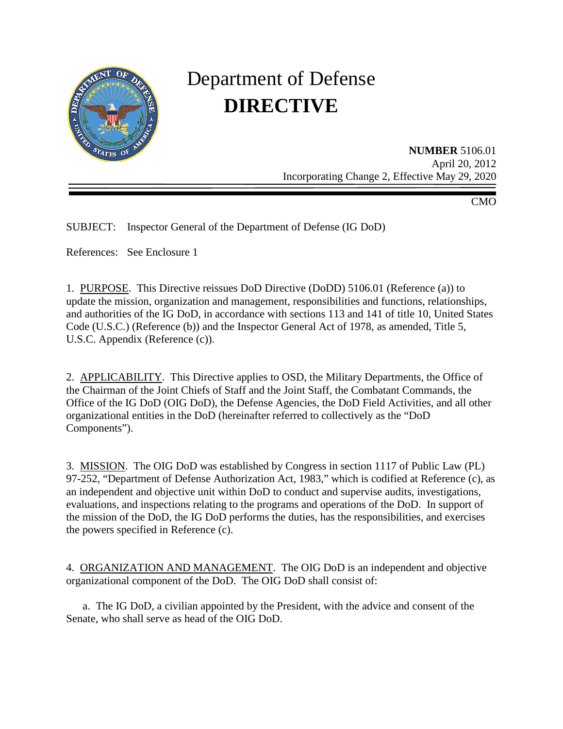# Department of Defense
# **DIRECTIVE**

**NUMBER** 5106.01
April 20, 2012
Incorporating Change 2, Effective May 29, 2020

CMO

SUBJECT: Inspector General of the Department of Defense (IG DoD)

References: See Enclosure 1

1. PURPOSE. This Directive reissues DoD Directive (DoDD) 5106.01 (Reference (a)) to update the mission, organization and management, responsibilities and functions, relationships, and authorities of the IG DoD, in accordance with sections 113 and 141 of title 10, United States Code (U.S.C.) (Reference (b)) and the Inspector General Act of 1978, as amended, Title 5, U.S.C. Appendix (Reference (c)).

2. APPLICABILITY. This Directive applies to OSD, the Military Departments, the Office of the Chairman of the Joint Chiefs of Staff and the Joint Staff, the Combatant Commands, the Office of the IG DoD (OIG DoD), the Defense Agencies, the DoD Field Activities, and all other organizational entities in the DoD (hereinafter referred to collectively as the "DoD Components").

3. MISSION. The OIG DoD was established by Congress in section 1117 of Public Law (PL) 97-252, "Department of Defense Authorization Act, 1983," which is codified at Reference (c), as an independent and objective unit within DoD to conduct and supervise audits, investigations, evaluations, and inspections relating to the programs and operations of the DoD. In support of the mission of the DoD, the IG DoD performs the duties, has the responsibilities, and exercises the powers specified in Reference (c).

4. ORGANIZATION AND MANAGEMENT. The OIG DoD is an independent and objective organizational component of the DoD. The OIG DoD shall consist of:

a. The IG DoD, a civilian appointed by the President, with the advice and consent of the Senate, who shall serve as head of the OIG DoD.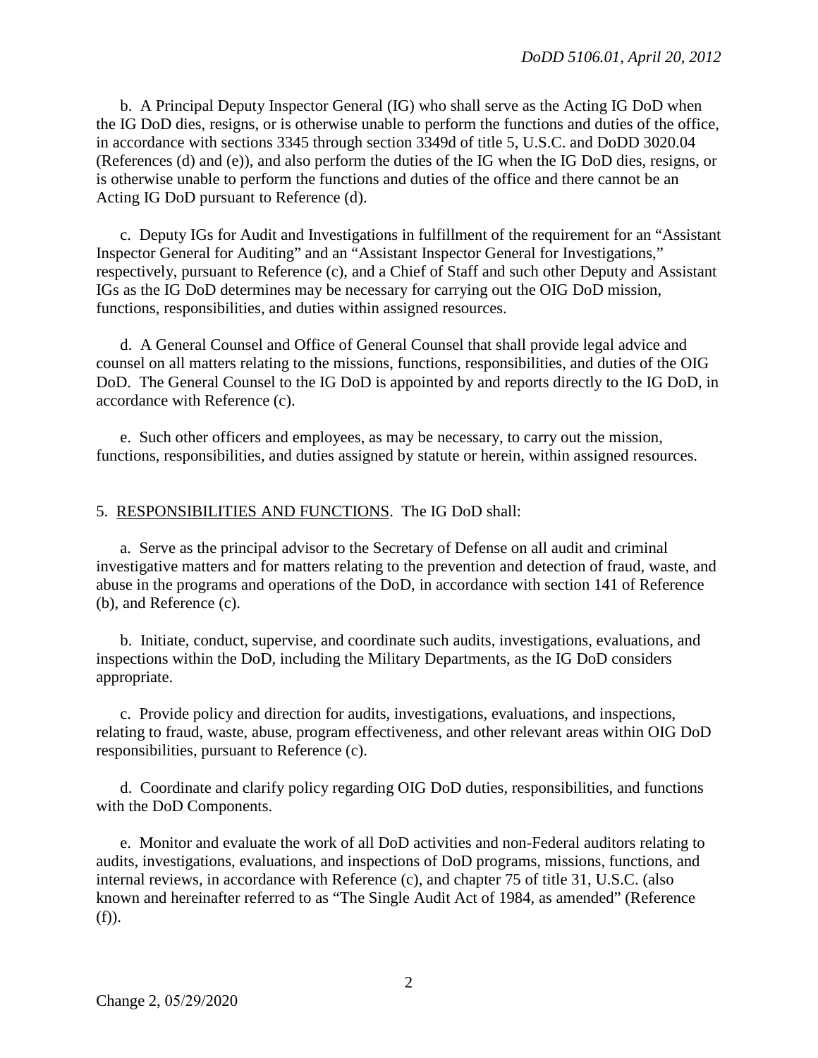b. A Principal Deputy Inspector General (IG) who shall serve as the Acting IG DoD when the IG DoD dies, resigns, or is otherwise unable to perform the functions and duties of the office, in accordance with sections 3345 through section 3349d of title 5, U.S.C. and DoDD 3020.04 (References (d) and (e)), and also perform the duties of the IG when the IG DoD dies, resigns, or is otherwise unable to perform the functions and duties of the office and there cannot be an Acting IG DoD pursuant to Reference (d).

c. Deputy IGs for Audit and Investigations in fulfillment of the requirement for an "Assistant Inspector General for Auditing" and an "Assistant Inspector General for Investigations," respectively, pursuant to Reference (c), and a Chief of Staff and such other Deputy and Assistant IGs as the IG DoD determines may be necessary for carrying out the OIG DoD mission, functions, responsibilities, and duties within assigned resources.

d. A General Counsel and Office of General Counsel that shall provide legal advice and counsel on all matters relating to the missions, functions, responsibilities, and duties of the OIG DoD. The General Counsel to the IG DoD is appointed by and reports directly to the IG DoD, in accordance with Reference (c).

e. Such other officers and employees, as may be necessary, to carry out the mission, functions, responsibilities, and duties assigned by statute or herein, within assigned resources.

5. RESPONSIBILITIES AND FUNCTIONS. The IG DoD shall:

a. Serve as the principal advisor to the Secretary of Defense on all audit and criminal investigative matters and for matters relating to the prevention and detection of fraud, waste, and abuse in the programs and operations of the DoD, in accordance with section 141 of Reference (b), and Reference (c).

b. Initiate, conduct, supervise, and coordinate such audits, investigations, evaluations, and inspections within the DoD, including the Military Departments, as the IG DoD considers appropriate.

c. Provide policy and direction for audits, investigations, evaluations, and inspections, relating to fraud, waste, abuse, program effectiveness, and other relevant areas within OIG DoD responsibilities, pursuant to Reference (c).

d. Coordinate and clarify policy regarding OIG DoD duties, responsibilities, and functions with the DoD Components.

e. Monitor and evaluate the work of all DoD activities and non-Federal auditors relating to audits, investigations, evaluations, and inspections of DoD programs, missions, functions, and internal reviews, in accordance with Reference (c), and chapter 75 of title 31, U.S.C. (also known and hereinafter referred to as "The Single Audit Act of 1984, as amended" (Reference (f)).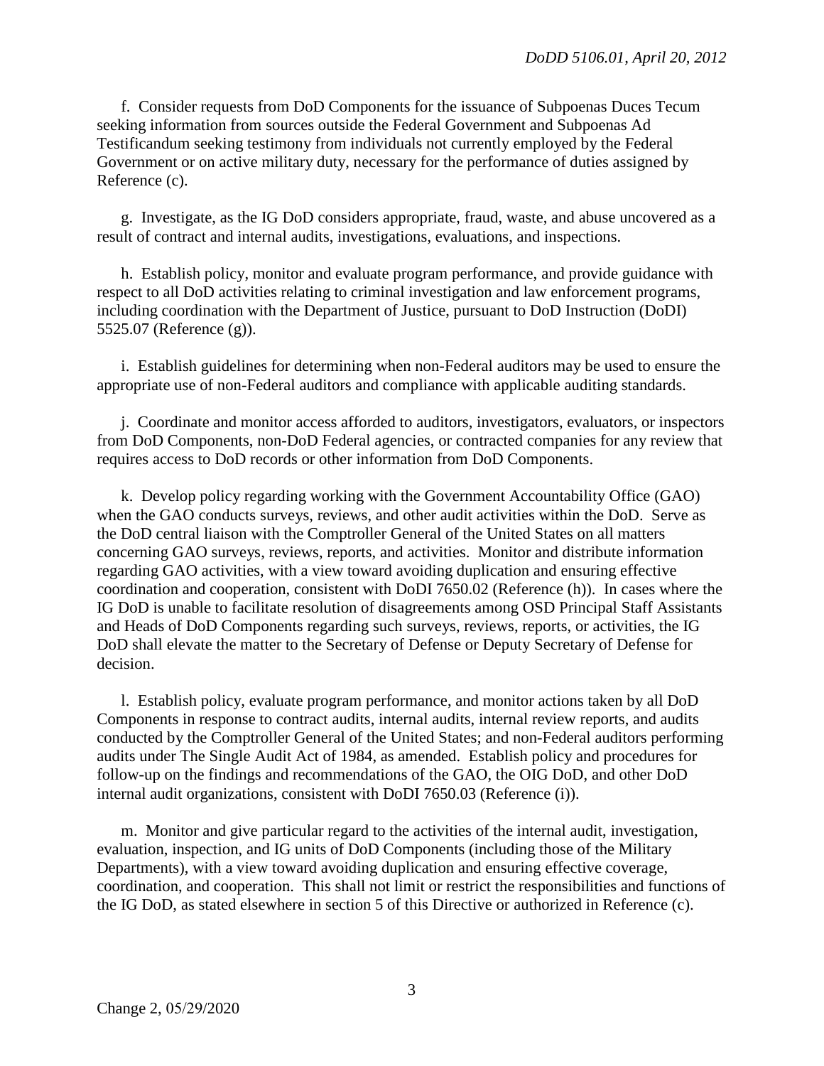f. Consider requests from DoD Components for the issuance of Subpoenas Duces Tecum seeking information from sources outside the Federal Government and Subpoenas Ad Testificandum seeking testimony from individuals not currently employed by the Federal Government or on active military duty, necessary for the performance of duties assigned by Reference (c).

g. Investigate, as the IG DoD considers appropriate, fraud, waste, and abuse uncovered as a result of contract and internal audits, investigations, evaluations, and inspections.

h. Establish policy, monitor and evaluate program performance, and provide guidance with respect to all DoD activities relating to criminal investigation and law enforcement programs, including coordination with the Department of Justice, pursuant to DoD Instruction (DoDI) 5525.07 (Reference (g)).

i. Establish guidelines for determining when non-Federal auditors may be used to ensure the appropriate use of non-Federal auditors and compliance with applicable auditing standards.

j. Coordinate and monitor access afforded to auditors, investigators, evaluators, or inspectors from DoD Components, non-DoD Federal agencies, or contracted companies for any review that requires access to DoD records or other information from DoD Components.

k. Develop policy regarding working with the Government Accountability Office (GAO) when the GAO conducts surveys, reviews, and other audit activities within the DoD. Serve as the DoD central liaison with the Comptroller General of the United States on all matters concerning GAO surveys, reviews, reports, and activities. Monitor and distribute information regarding GAO activities, with a view toward avoiding duplication and ensuring effective coordination and cooperation, consistent with DoDI 7650.02 (Reference (h)). In cases where the IG DoD is unable to facilitate resolution of disagreements among OSD Principal Staff Assistants and Heads of DoD Components regarding such surveys, reviews, reports, or activities, the IG DoD shall elevate the matter to the Secretary of Defense or Deputy Secretary of Defense for decision.

l. Establish policy, evaluate program performance, and monitor actions taken by all DoD Components in response to contract audits, internal audits, internal review reports, and audits conducted by the Comptroller General of the United States; and non-Federal auditors performing audits under The Single Audit Act of 1984, as amended. Establish policy and procedures for follow-up on the findings and recommendations of the GAO, the OIG DoD, and other DoD internal audit organizations, consistent with DoDI 7650.03 (Reference (i)).

m. Monitor and give particular regard to the activities of the internal audit, investigation, evaluation, inspection, and IG units of DoD Components (including those of the Military Departments), with a view toward avoiding duplication and ensuring effective coverage, coordination, and cooperation. This shall not limit or restrict the responsibilities and functions of the IG DoD, as stated elsewhere in section 5 of this Directive or authorized in Reference (c).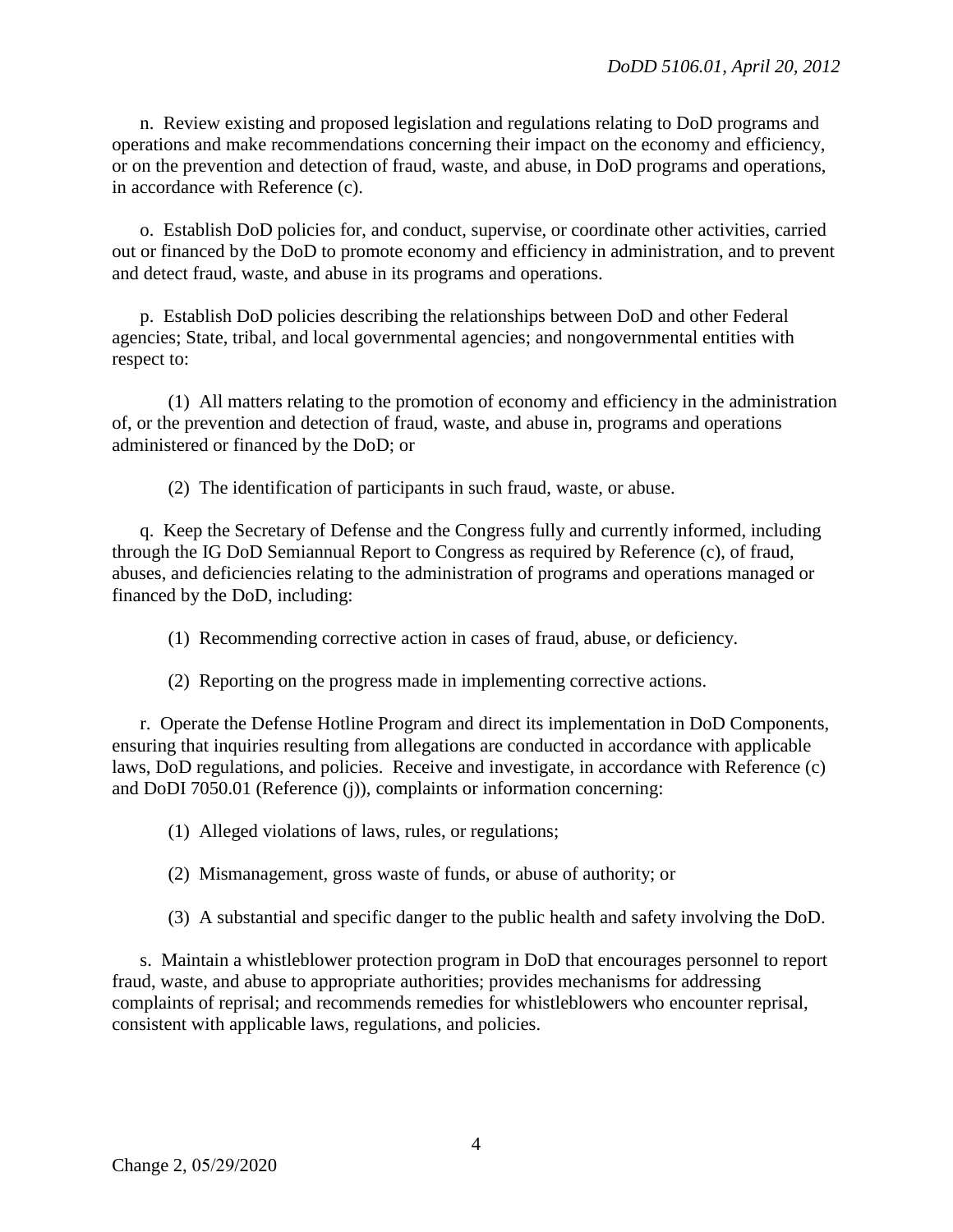n. Review existing and proposed legislation and regulations relating to DoD programs and operations and make recommendations concerning their impact on the economy and efficiency, or on the prevention and detection of fraud, waste, and abuse, in DoD programs and operations, in accordance with Reference (c).

o. Establish DoD policies for, and conduct, supervise, or coordinate other activities, carried out or financed by the DoD to promote economy and efficiency in administration, and to prevent and detect fraud, waste, and abuse in its programs and operations.

p. Establish DoD policies describing the relationships between DoD and other Federal agencies; State, tribal, and local governmental agencies; and nongovernmental entities with respect to:

(1) All matters relating to the promotion of economy and efficiency in the administration of, or the prevention and detection of fraud, waste, and abuse in, programs and operations administered or financed by the DoD; or

(2) The identification of participants in such fraud, waste, or abuse.

q. Keep the Secretary of Defense and the Congress fully and currently informed, including through the IG DoD Semiannual Report to Congress as required by Reference (c), of fraud, abuses, and deficiencies relating to the administration of programs and operations managed or financed by the DoD, including:

(1) Recommending corrective action in cases of fraud, abuse, or deficiency.

(2) Reporting on the progress made in implementing corrective actions.

r. Operate the Defense Hotline Program and direct its implementation in DoD Components, ensuring that inquiries resulting from allegations are conducted in accordance with applicable laws, DoD regulations, and policies. Receive and investigate, in accordance with Reference (c) and DoDI 7050.01 (Reference (j)), complaints or information concerning:

(1) Alleged violations of laws, rules, or regulations;

(2) Mismanagement, gross waste of funds, or abuse of authority; or

(3) A substantial and specific danger to the public health and safety involving the DoD.

s. Maintain a whistleblower protection program in DoD that encourages personnel to report fraud, waste, and abuse to appropriate authorities; provides mechanisms for addressing complaints of reprisal; and recommends remedies for whistleblowers who encounter reprisal, consistent with applicable laws, regulations, and policies.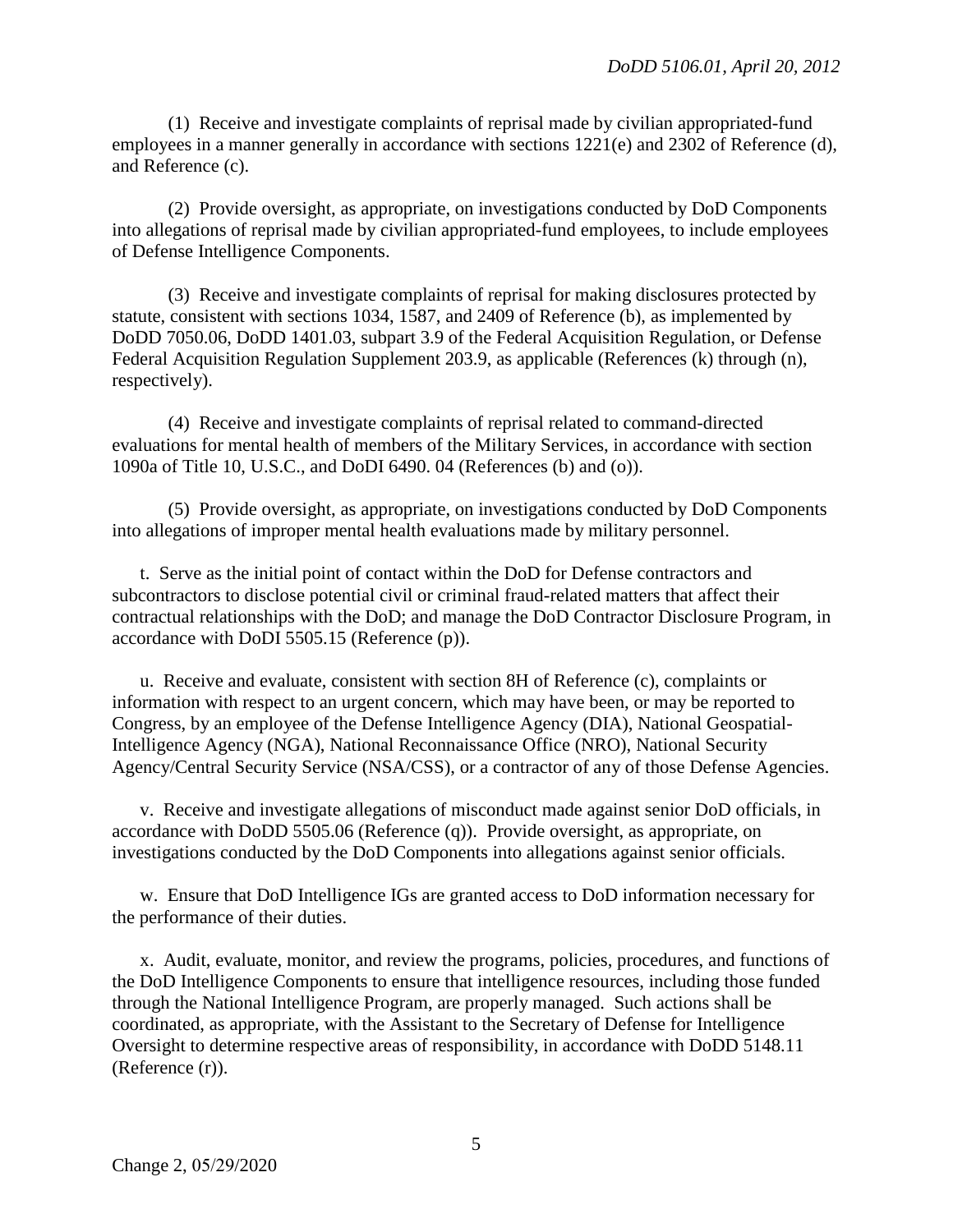(1) Receive and investigate complaints of reprisal made by civilian appropriated-fund employees in a manner generally in accordance with sections 1221(e) and 2302 of Reference (d), and Reference (c).

(2) Provide oversight, as appropriate, on investigations conducted by DoD Components into allegations of reprisal made by civilian appropriated-fund employees, to include employees of Defense Intelligence Components.

(3) Receive and investigate complaints of reprisal for making disclosures protected by statute, consistent with sections 1034, 1587, and 2409 of Reference (b), as implemented by DoDD 7050.06, DoDD 1401.03, subpart 3.9 of the Federal Acquisition Regulation, or Defense Federal Acquisition Regulation Supplement 203.9, as applicable (References (k) through (n), respectively).

(4) Receive and investigate complaints of reprisal related to command-directed evaluations for mental health of members of the Military Services, in accordance with section 1090a of Title 10, U.S.C., and DoDI 6490. 04 (References (b) and (o)).

(5) Provide oversight, as appropriate, on investigations conducted by DoD Components into allegations of improper mental health evaluations made by military personnel.

t. Serve as the initial point of contact within the DoD for Defense contractors and subcontractors to disclose potential civil or criminal fraud-related matters that affect their contractual relationships with the DoD; and manage the DoD Contractor Disclosure Program, in accordance with DoDI 5505.15 (Reference (p)).

u. Receive and evaluate, consistent with section 8H of Reference (c), complaints or information with respect to an urgent concern, which may have been, or may be reported to Congress, by an employee of the Defense Intelligence Agency (DIA), National Geospatial-Intelligence Agency (NGA), National Reconnaissance Office (NRO), National Security Agency/Central Security Service (NSA/CSS), or a contractor of any of those Defense Agencies.

v. Receive and investigate allegations of misconduct made against senior DoD officials, in accordance with DoDD 5505.06 (Reference (q)). Provide oversight, as appropriate, on investigations conducted by the DoD Components into allegations against senior officials.

w. Ensure that DoD Intelligence IGs are granted access to DoD information necessary for the performance of their duties.

x. Audit, evaluate, monitor, and review the programs, policies, procedures, and functions of the DoD Intelligence Components to ensure that intelligence resources, including those funded through the National Intelligence Program, are properly managed. Such actions shall be coordinated, as appropriate, with the Assistant to the Secretary of Defense for Intelligence Oversight to determine respective areas of responsibility, in accordance with DoDD 5148.11 (Reference (r)).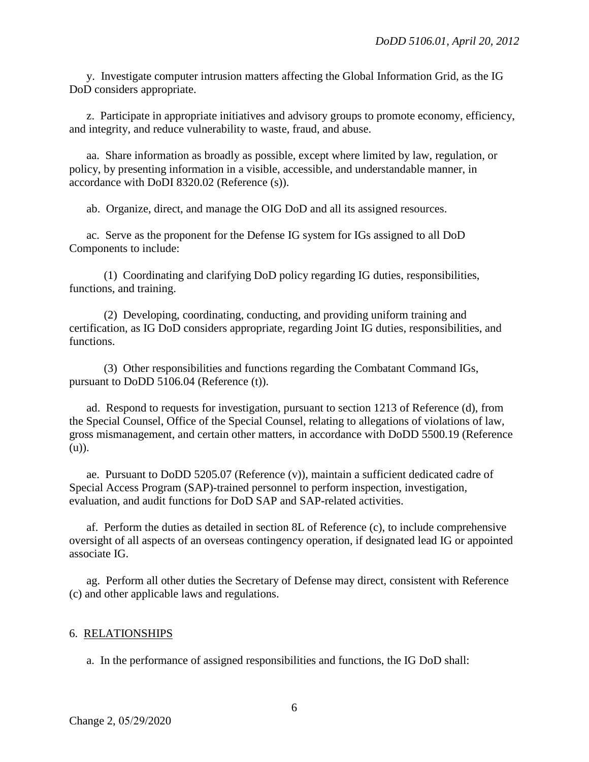y. Investigate computer intrusion matters affecting the Global Information Grid, as the IG DoD considers appropriate.

z. Participate in appropriate initiatives and advisory groups to promote economy, efficiency, and integrity, and reduce vulnerability to waste, fraud, and abuse.

aa. Share information as broadly as possible, except where limited by law, regulation, or policy, by presenting information in a visible, accessible, and understandable manner, in accordance with DoDI 8320.02 (Reference (s)).

ab. Organize, direct, and manage the OIG DoD and all its assigned resources.

ac. Serve as the proponent for the Defense IG system for IGs assigned to all DoD Components to include:

(1) Coordinating and clarifying DoD policy regarding IG duties, responsibilities, functions, and training.

(2) Developing, coordinating, conducting, and providing uniform training and certification, as IG DoD considers appropriate, regarding Joint IG duties, responsibilities, and functions.

(3) Other responsibilities and functions regarding the Combatant Command IGs, pursuant to DoDD 5106.04 (Reference (t)).

ad. Respond to requests for investigation, pursuant to section 1213 of Reference (d), from the Special Counsel, Office of the Special Counsel, relating to allegations of violations of law, gross mismanagement, and certain other matters, in accordance with DoDD 5500.19 (Reference (u)).

ae. Pursuant to DoDD 5205.07 (Reference (v)), maintain a sufficient dedicated cadre of Special Access Program (SAP)-trained personnel to perform inspection, investigation, evaluation, and audit functions for DoD SAP and SAP-related activities.

af. Perform the duties as detailed in section 8L of Reference (c), to include comprehensive oversight of all aspects of an overseas contingency operation, if designated lead IG or appointed associate IG.

ag. Perform all other duties the Secretary of Defense may direct, consistent with Reference (c) and other applicable laws and regulations.

## 6. RELATIONSHIPS

a. In the performance of assigned responsibilities and functions, the IG DoD shall: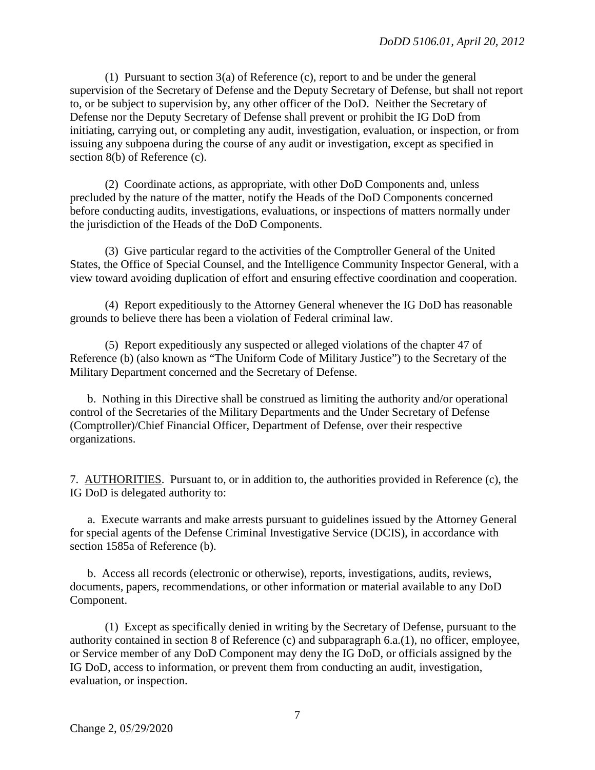(1) Pursuant to section 3(a) of Reference (c), report to and be under the general supervision of the Secretary of Defense and the Deputy Secretary of Defense, but shall not report to, or be subject to supervision by, any other officer of the DoD. Neither the Secretary of Defense nor the Deputy Secretary of Defense shall prevent or prohibit the IG DoD from initiating, carrying out, or completing any audit, investigation, evaluation, or inspection, or from issuing any subpoena during the course of any audit or investigation, except as specified in section 8(b) of Reference (c).

(2) Coordinate actions, as appropriate, with other DoD Components and, unless precluded by the nature of the matter, notify the Heads of the DoD Components concerned before conducting audits, investigations, evaluations, or inspections of matters normally under the jurisdiction of the Heads of the DoD Components.

(3) Give particular regard to the activities of the Comptroller General of the United States, the Office of Special Counsel, and the Intelligence Community Inspector General, with a view toward avoiding duplication of effort and ensuring effective coordination and cooperation.

(4) Report expeditiously to the Attorney General whenever the IG DoD has reasonable grounds to believe there has been a violation of Federal criminal law.

(5) Report expeditiously any suspected or alleged violations of the chapter 47 of Reference (b) (also known as "The Uniform Code of Military Justice") to the Secretary of the Military Department concerned and the Secretary of Defense.

b. Nothing in this Directive shall be construed as limiting the authority and/or operational control of the Secretaries of the Military Departments and the Under Secretary of Defense (Comptroller)/Chief Financial Officer, Department of Defense, over their respective organizations.

7. AUTHORITIES. Pursuant to, or in addition to, the authorities provided in Reference (c), the IG DoD is delegated authority to:

a. Execute warrants and make arrests pursuant to guidelines issued by the Attorney General for special agents of the Defense Criminal Investigative Service (DCIS), in accordance with section 1585a of Reference (b).

b. Access all records (electronic or otherwise), reports, investigations, audits, reviews, documents, papers, recommendations, or other information or material available to any DoD Component.

(1) Except as specifically denied in writing by the Secretary of Defense, pursuant to the authority contained in section 8 of Reference (c) and subparagraph 6.a.(1), no officer, employee, or Service member of any DoD Component may deny the IG DoD, or officials assigned by the IG DoD, access to information, or prevent them from conducting an audit, investigation, evaluation, or inspection.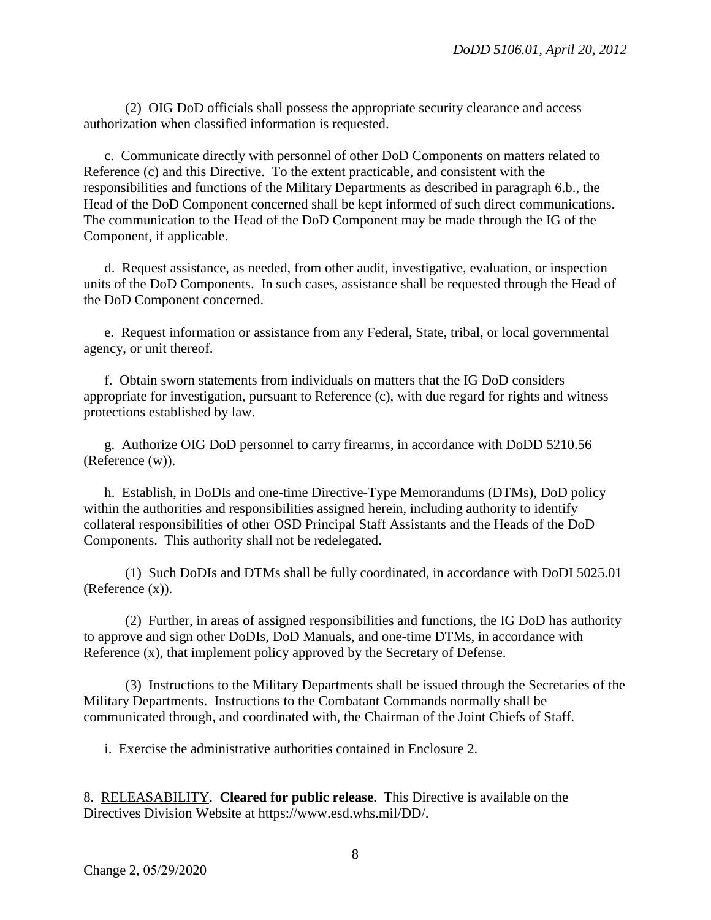(2) OIG DoD officials shall possess the appropriate security clearance and access authorization when classified information is requested.

c. Communicate directly with personnel of other DoD Components on matters related to Reference (c) and this Directive. To the extent practicable, and consistent with the responsibilities and functions of the Military Departments as described in paragraph 6.b., the Head of the DoD Component concerned shall be kept informed of such direct communications. The communication to the Head of the DoD Component may be made through the IG of the Component, if applicable.

d. Request assistance, as needed, from other audit, investigative, evaluation, or inspection units of the DoD Components. In such cases, assistance shall be requested through the Head of the DoD Component concerned.

e. Request information or assistance from any Federal, State, tribal, or local governmental agency, or unit thereof.

f. Obtain sworn statements from individuals on matters that the IG DoD considers appropriate for investigation, pursuant to Reference (c), with due regard for rights and witness protections established by law.

g. Authorize OIG DoD personnel to carry firearms, in accordance with DoDD 5210.56 (Reference (w)).

h. Establish, in DoDIs and one-time Directive-Type Memorandums (DTMs), DoD policy within the authorities and responsibilities assigned herein, including authority to identify collateral responsibilities of other OSD Principal Staff Assistants and the Heads of the DoD Components. This authority shall not be redelegated.

(1) Such DoDIs and DTMs shall be fully coordinated, in accordance with DoDI 5025.01 (Reference (x)).

(2) Further, in areas of assigned responsibilities and functions, the IG DoD has authority to approve and sign other DoDIs, DoD Manuals, and one-time DTMs, in accordance with Reference (x), that implement policy approved by the Secretary of Defense.

(3) Instructions to the Military Departments shall be issued through the Secretaries of the Military Departments. Instructions to the Combatant Commands normally shall be communicated through, and coordinated with, the Chairman of the Joint Chiefs of Staff.

i. Exercise the administrative authorities contained in Enclosure 2.

8. RELEASABILITY. **Cleared for public release**. This Directive is available on the Directives Division Website at https://www.esd.whs.mil/DD/.

Change 2, 05/29/2020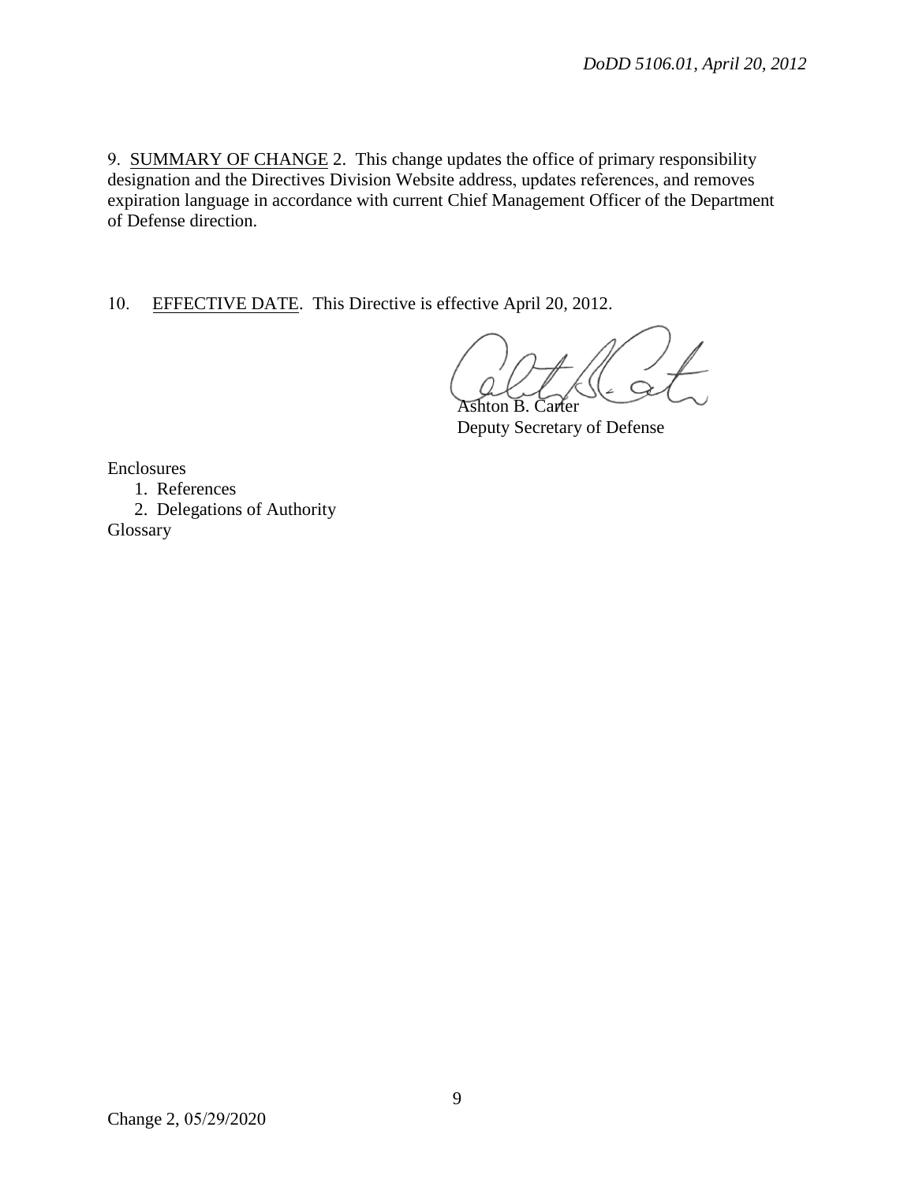9. SUMMARY OF CHANGE 2. This change updates the office of primary responsibility designation and the Directives Division Website address, updates references, and removes expiration language in accordance with current Chief Management Officer of the Department of Defense direction.

10. EFFECTIVE DATE. This Directive is effective April 20, 2012.

Ashton B. Carter
Deputy Secretary of Defense

Enclosures
1. References
2. Delegations of Authority

Glossary

Change 2, 05/29/2020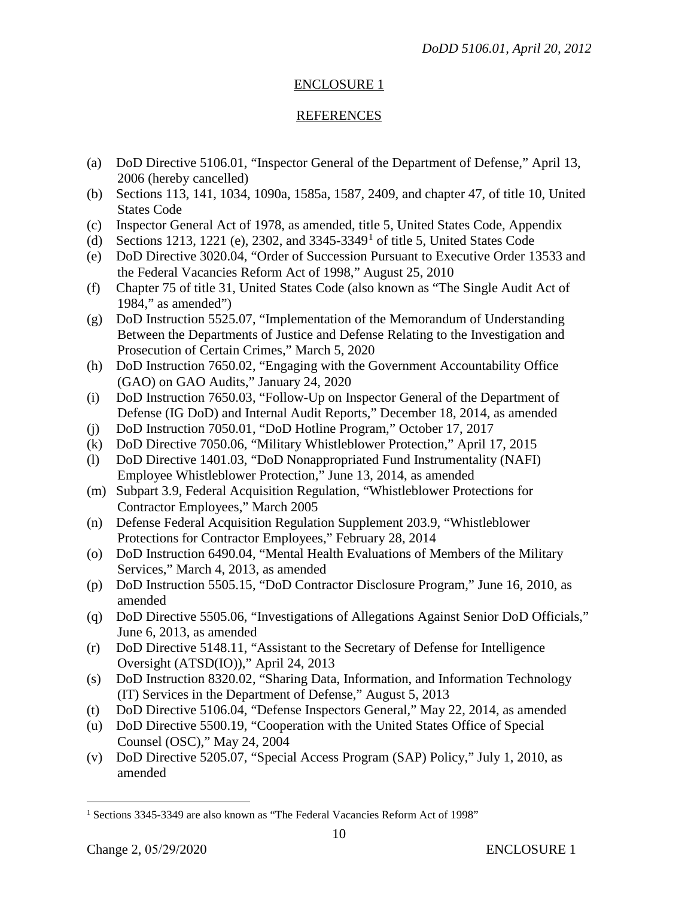## ENCLOSURE 1

## REFERENCES

(a) DoD Directive 5106.01, "Inspector General of the Department of Defense," April 13, 2006 (hereby cancelled)
(b) Sections 113, 141, 1034, 1090a, 1585a, 1587, 2409, and chapter 47, of title 10, United States Code
(c) Inspector General Act of 1978, as amended, title 5, United States Code, Appendix
(d) Sections 1213, 1221 (e), 2302, and 3345-3349[1] of title 5, United States Code
(e) DoD Directive 3020.04, "Order of Succession Pursuant to Executive Order 13533 and the Federal Vacancies Reform Act of 1998," August 25, 2010
(f) Chapter 75 of title 31, United States Code (also known as "The Single Audit Act of 1984," as amended")
(g) DoD Instruction 5525.07, "Implementation of the Memorandum of Understanding Between the Departments of Justice and Defense Relating to the Investigation and Prosecution of Certain Crimes," March 5, 2020
(h) DoD Instruction 7650.02, "Engaging with the Government Accountability Office (GAO) on GAO Audits," January 24, 2020
(i) DoD Instruction 7650.03, "Follow-Up on Inspector General of the Department of Defense (IG DoD) and Internal Audit Reports," December 18, 2014, as amended
(j) DoD Instruction 7050.01, "DoD Hotline Program," October 17, 2017
(k) DoD Directive 7050.06, "Military Whistleblower Protection," April 17, 2015
(l) DoD Directive 1401.03, "DoD Nonappropriated Fund Instrumentality (NAFI) Employee Whistleblower Protection," June 13, 2014, as amended
(m) Subpart 3.9, Federal Acquisition Regulation, "Whistleblower Protections for Contractor Employees," March 2005
(n) Defense Federal Acquisition Regulation Supplement 203.9, "Whistleblower Protections for Contractor Employees," February 28, 2014
(o) DoD Instruction 6490.04, "Mental Health Evaluations of Members of the Military Services," March 4, 2013, as amended
(p) DoD Instruction 5505.15, "DoD Contractor Disclosure Program," June 16, 2010, as amended
(q) DoD Directive 5505.06, "Investigations of Allegations Against Senior DoD Officials," June 6, 2013, as amended
(r) DoD Directive 5148.11, "Assistant to the Secretary of Defense for Intelligence Oversight (ATSD(IO))," April 24, 2013
(s) DoD Instruction 8320.02, "Sharing Data, Information, and Information Technology (IT) Services in the Department of Defense," August 5, 2013
(t) DoD Directive 5106.04, "Defense Inspectors General," May 22, 2014, as amended
(u) DoD Directive 5500.19, "Cooperation with the United States Office of Special Counsel (OSC)," May 24, 2004
(v) DoD Directive 5205.07, "Special Access Program (SAP) Policy," July 1, 2010, as amended

[1] Sections 3345-3349 are also known as "The Federal Vacancies Reform Act of 1998"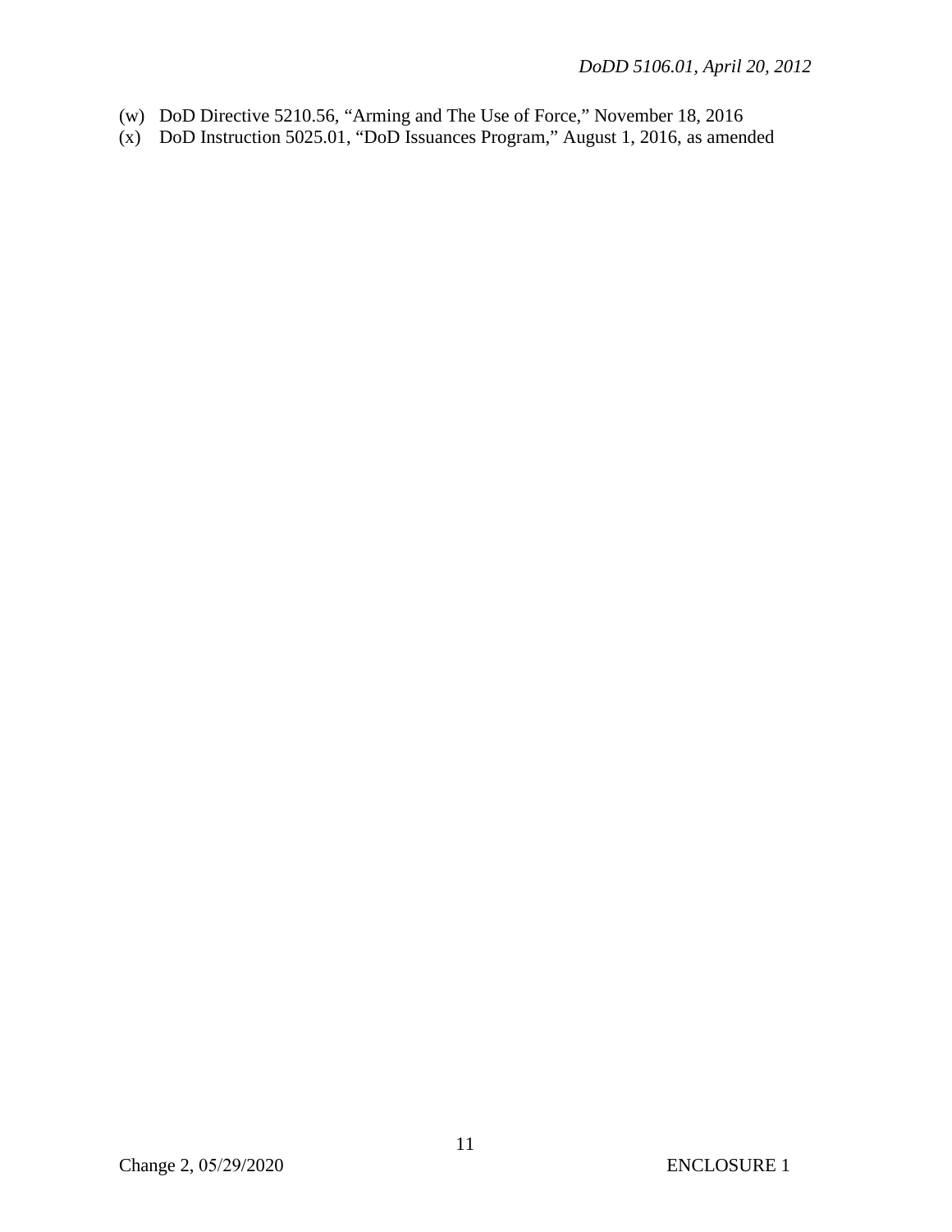(w) DoD Directive 5210.56, “Arming and The Use of Force,” November 18, 2016
(x) DoD Instruction 5025.01, “DoD Issuances Program,” August 1, 2016, as amended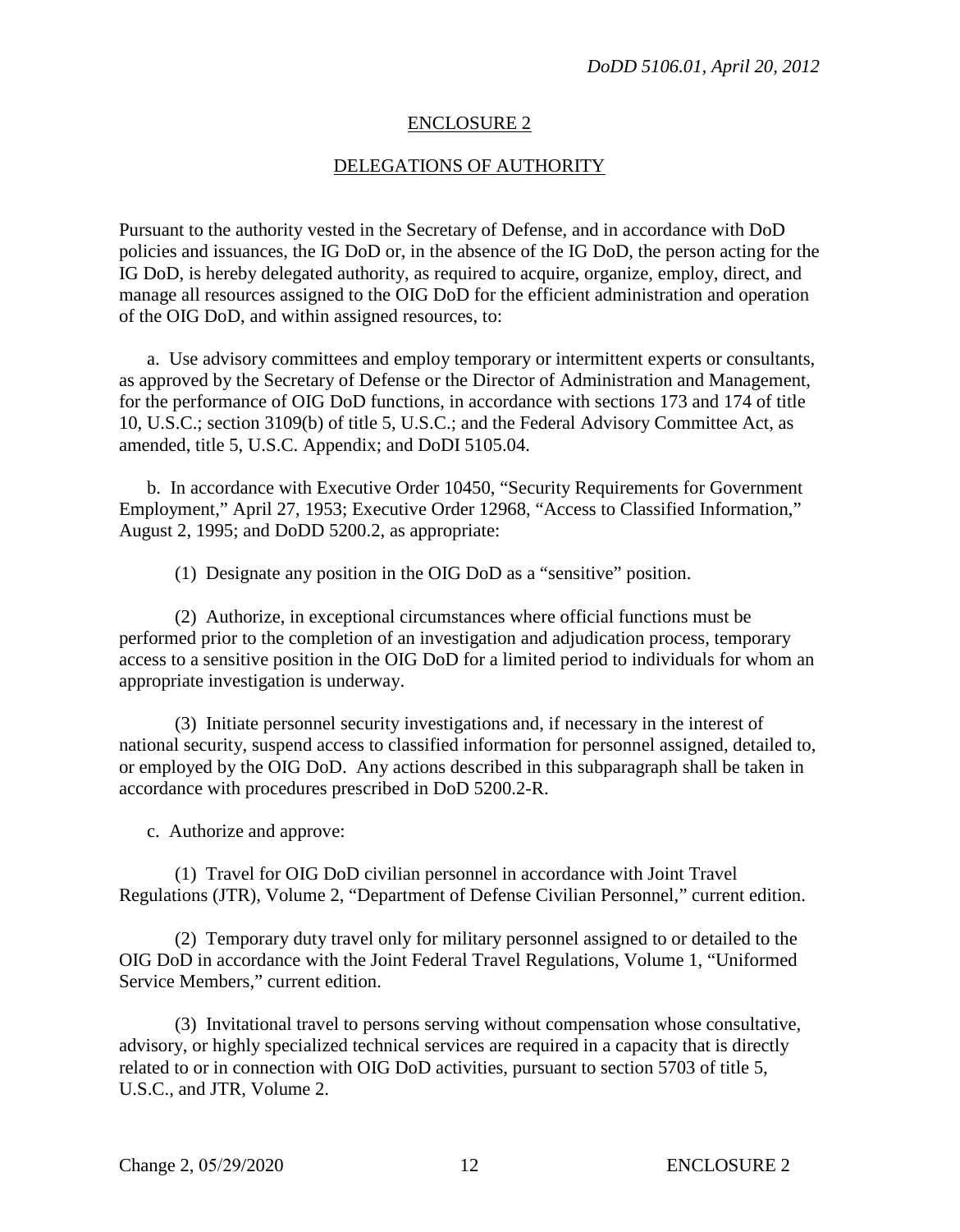## ENCLOSURE 2

## DELEGATIONS OF AUTHORITY

Pursuant to the authority vested in the Secretary of Defense, and in accordance with DoD policies and issuances, the IG DoD or, in the absence of the IG DoD, the person acting for the IG DoD, is hereby delegated authority, as required to acquire, organize, employ, direct, and manage all resources assigned to the OIG DoD for the efficient administration and operation of the OIG DoD, and within assigned resources, to:

a. Use advisory committees and employ temporary or intermittent experts or consultants, as approved by the Secretary of Defense or the Director of Administration and Management, for the performance of OIG DoD functions, in accordance with sections 173 and 174 of title 10, U.S.C.; section 3109(b) of title 5, U.S.C.; and the Federal Advisory Committee Act, as amended, title 5, U.S.C. Appendix; and DoDI 5105.04.

b. In accordance with Executive Order 10450, "Security Requirements for Government Employment," April 27, 1953; Executive Order 12968, "Access to Classified Information," August 2, 1995; and DoDD 5200.2, as appropriate:

(1) Designate any position in the OIG DoD as a "sensitive" position.

(2) Authorize, in exceptional circumstances where official functions must be performed prior to the completion of an investigation and adjudication process, temporary access to a sensitive position in the OIG DoD for a limited period to individuals for whom an appropriate investigation is underway.

(3) Initiate personnel security investigations and, if necessary in the interest of national security, suspend access to classified information for personnel assigned, detailed to, or employed by the OIG DoD. Any actions described in this subparagraph shall be taken in accordance with procedures prescribed in DoD 5200.2-R.

c. Authorize and approve:

(1) Travel for OIG DoD civilian personnel in accordance with Joint Travel Regulations (JTR), Volume 2, "Department of Defense Civilian Personnel," current edition.

(2) Temporary duty travel only for military personnel assigned to or detailed to the OIG DoD in accordance with the Joint Federal Travel Regulations, Volume 1, "Uniformed Service Members," current edition.

(3) Invitational travel to persons serving without compensation whose consultative, advisory, or highly specialized technical services are required in a capacity that is directly related to or in connection with OIG DoD activities, pursuant to section 5703 of title 5, U.S.C., and JTR, Volume 2.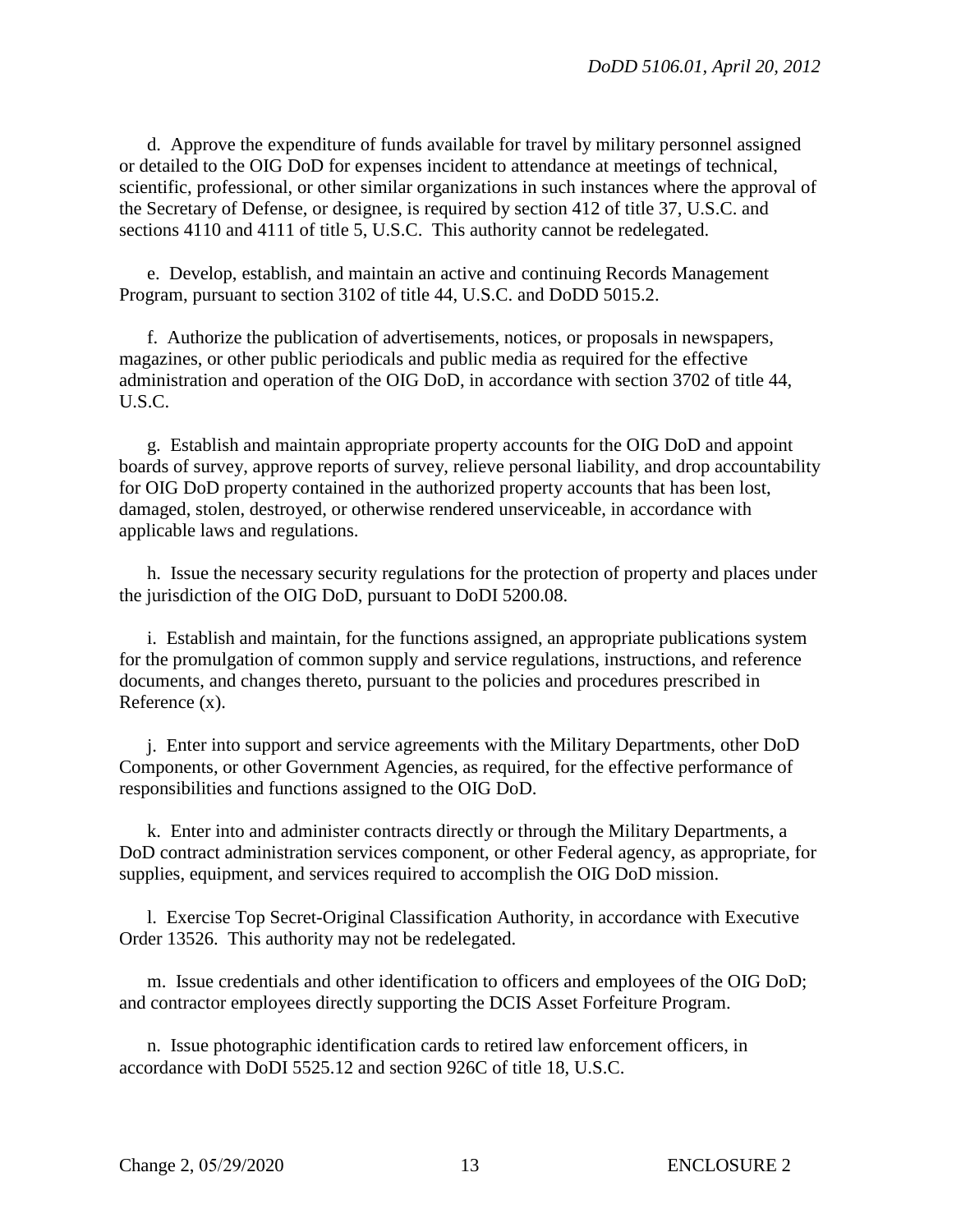d. Approve the expenditure of funds available for travel by military personnel assigned or detailed to the OIG DoD for expenses incident to attendance at meetings of technical, scientific, professional, or other similar organizations in such instances where the approval of the Secretary of Defense, or designee, is required by section 412 of title 37, U.S.C. and sections 4110 and 4111 of title 5, U.S.C. This authority cannot be redelegated.

e. Develop, establish, and maintain an active and continuing Records Management Program, pursuant to section 3102 of title 44, U.S.C. and DoDD 5015.2.

f. Authorize the publication of advertisements, notices, or proposals in newspapers, magazines, or other public periodicals and public media as required for the effective administration and operation of the OIG DoD, in accordance with section 3702 of title 44, U.S.C.

g. Establish and maintain appropriate property accounts for the OIG DoD and appoint boards of survey, approve reports of survey, relieve personal liability, and drop accountability for OIG DoD property contained in the authorized property accounts that has been lost, damaged, stolen, destroyed, or otherwise rendered unserviceable, in accordance with applicable laws and regulations.

h. Issue the necessary security regulations for the protection of property and places under the jurisdiction of the OIG DoD, pursuant to DoDI 5200.08.

i. Establish and maintain, for the functions assigned, an appropriate publications system for the promulgation of common supply and service regulations, instructions, and reference documents, and changes thereto, pursuant to the policies and procedures prescribed in Reference (x).

j. Enter into support and service agreements with the Military Departments, other DoD Components, or other Government Agencies, as required, for the effective performance of responsibilities and functions assigned to the OIG DoD.

k. Enter into and administer contracts directly or through the Military Departments, a DoD contract administration services component, or other Federal agency, as appropriate, for supplies, equipment, and services required to accomplish the OIG DoD mission.

l. Exercise Top Secret-Original Classification Authority, in accordance with Executive Order 13526. This authority may not be redelegated.

m. Issue credentials and other identification to officers and employees of the OIG DoD; and contractor employees directly supporting the DCIS Asset Forfeiture Program.

n. Issue photographic identification cards to retired law enforcement officers, in accordance with DoDI 5525.12 and section 926C of title 18, U.S.C.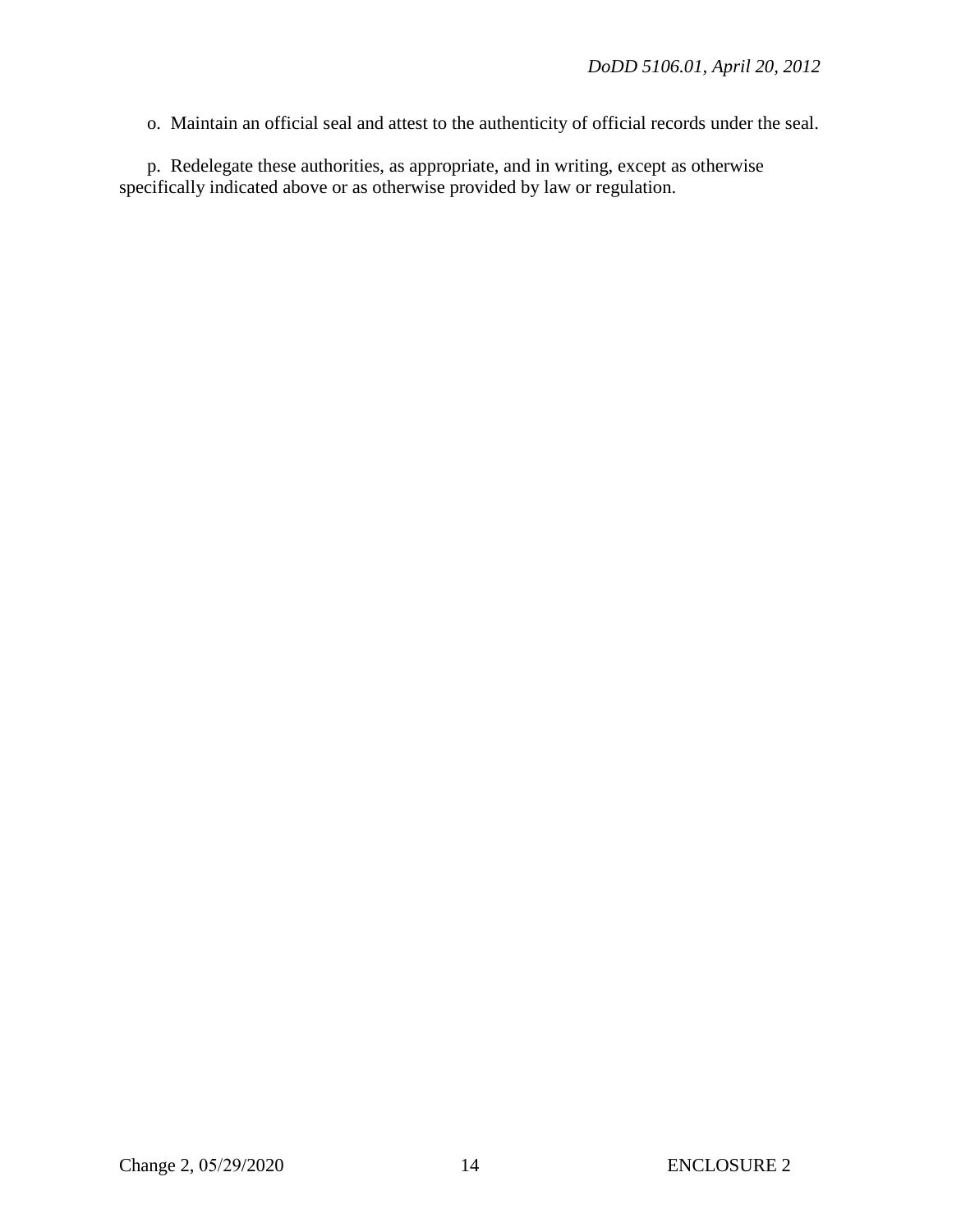o. Maintain an official seal and attest to the authenticity of official records under the seal.

p. Redelegate these authorities, as appropriate, and in writing, except as otherwise specifically indicated above or as otherwise provided by law or regulation.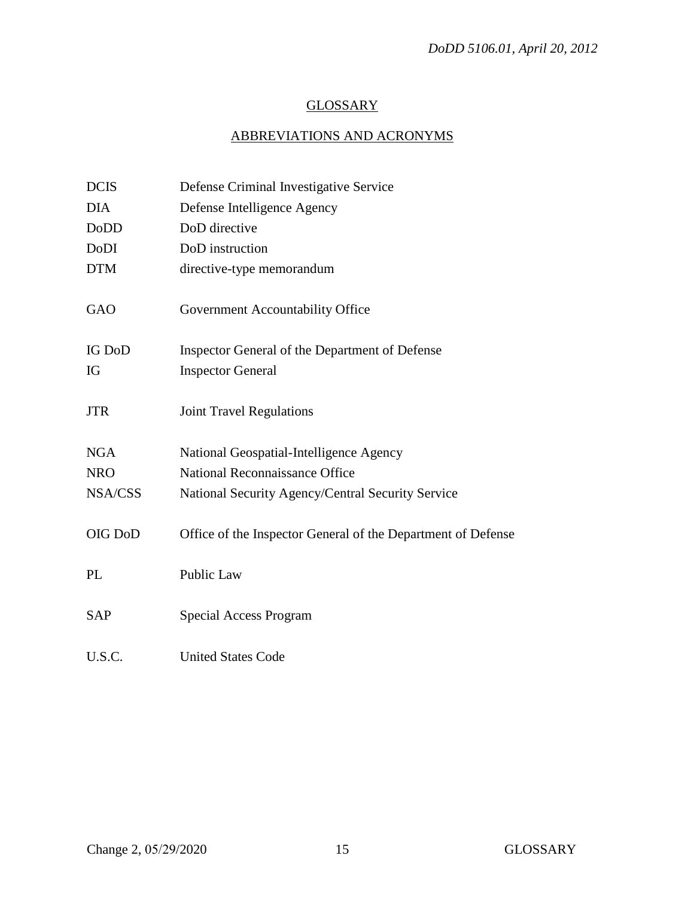## GLOSSARY

## ABBREVIATIONS AND ACRONYMS

| | |
|---|---|
| DCIS | Defense Criminal Investigative Service |
| DIA | Defense Intelligence Agency |
| DoDD | DoD directive |
| DoDI | DoD instruction |
| DTM | directive-type memorandum |
| GAO | Government Accountability Office |
| IG DoD | Inspector General of the Department of Defense |
| IG | Inspector General |
| JTR | Joint Travel Regulations |
| NGA | National Geospatial-Intelligence Agency |
| NRO | National Reconnaissance Office |
| NSA/CSS | National Security Agency/Central Security Service |
| OIG DoD | Office of the Inspector General of the Department of Defense |
| PL | Public Law |
| SAP | Special Access Program |
| U.S.C. | United States Code |